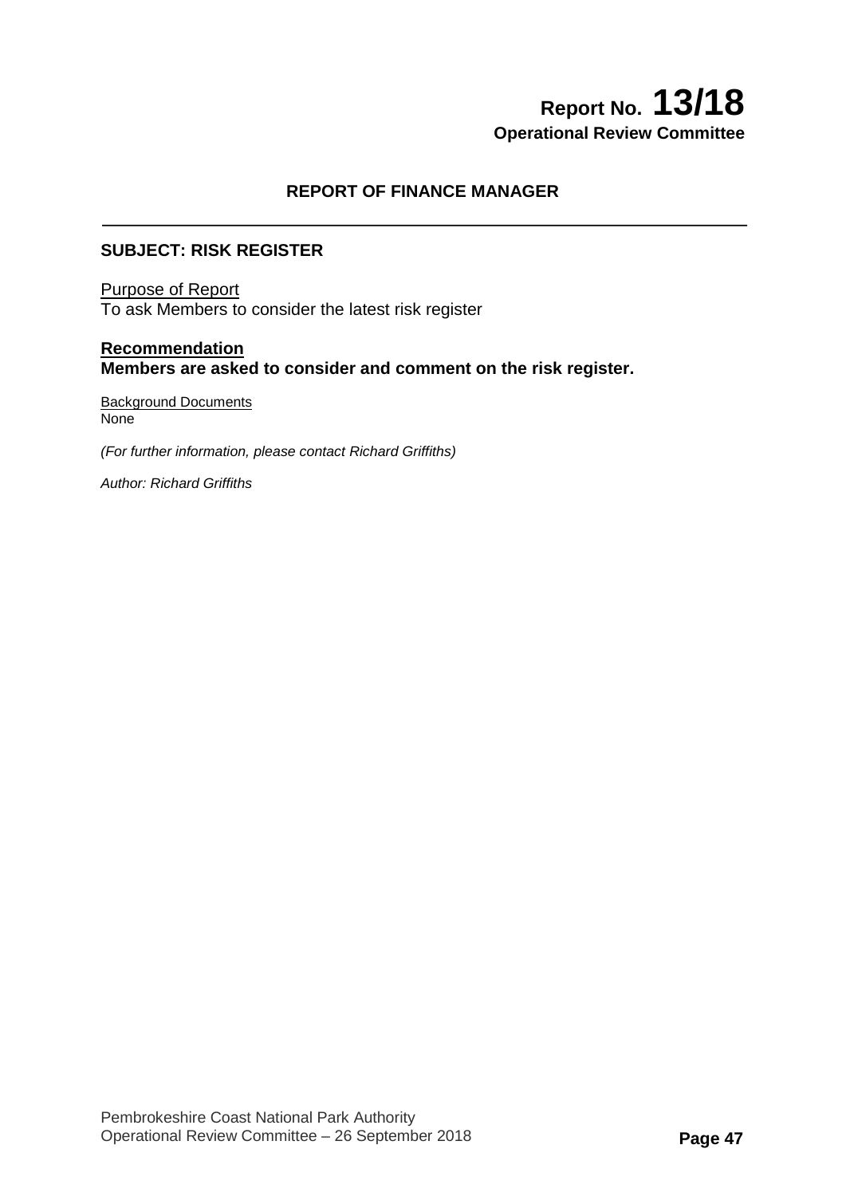# Report No. 13/18
**Operational Review Committee**

## REPORT OF FINANCE MANAGER

---

### SUBJECT: RISK REGISTER

Purpose of Report
To ask Members to consider the latest risk register

**Recommendation**
**Members are asked to consider and comment on the risk register.**

Background Documents
None

*(For further information, please contact Richard Griffiths)*

*Author: Richard Griffiths*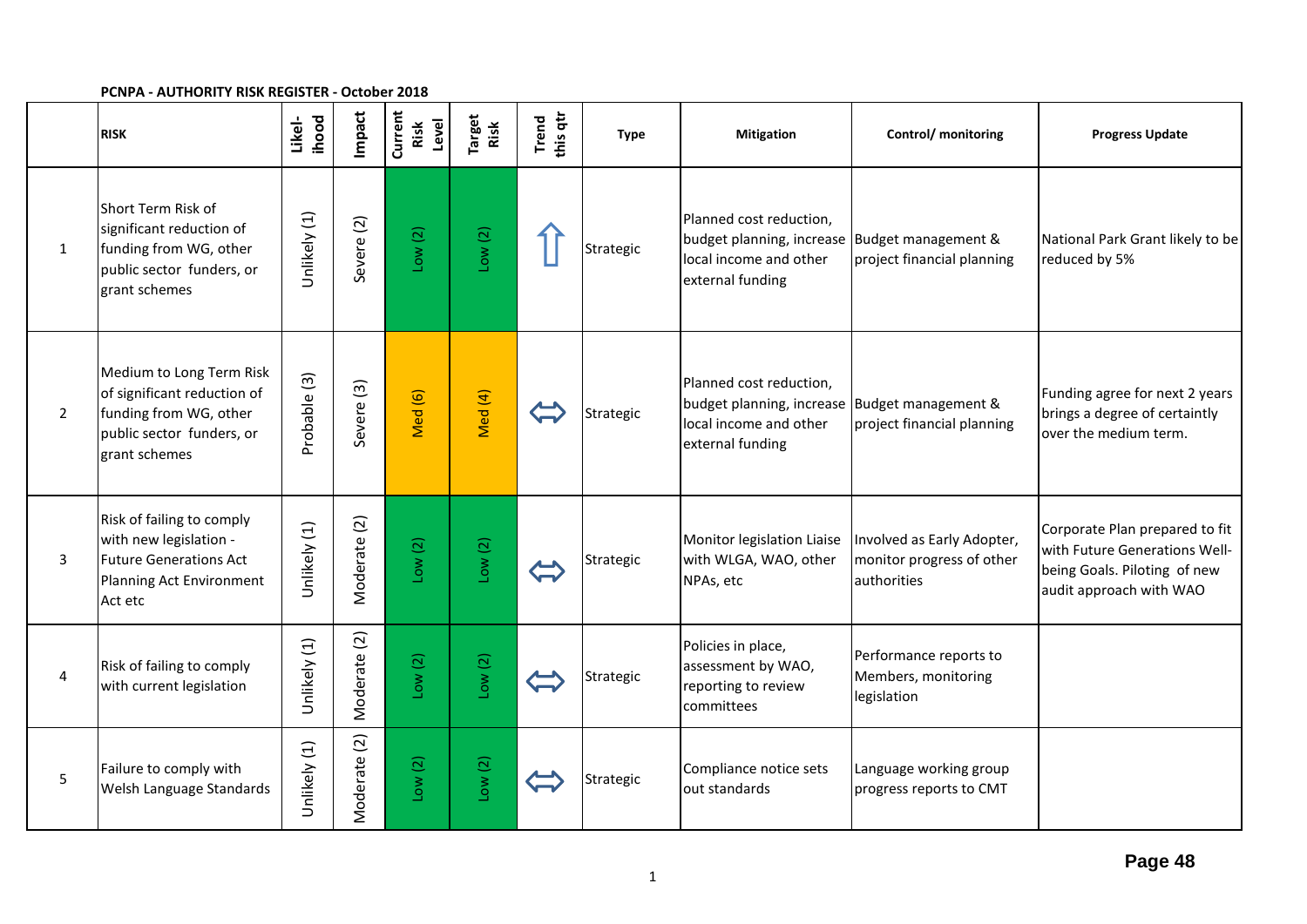**PCNPA - AUTHORITY RISK REGISTER - October 2018**

| | RISK | Likel-ihood | Impact | Current Risk Level | Target Risk | Trend this qtr | Type | Mitigation | Control/ monitoring | Progress Update |
|---|---|---|---|---|---|---|---|---|---|---|
| 1 | Short Term Risk of significant reduction of funding from WG, other public sector funders, or grant schemes | Unlikely (1) | Severe (2) | Low (2) | Low (2) | ⇧ | Strategic | Planned cost reduction, budget planning, increase local income and other external funding | Budget management & project financial planning | National Park Grant likely to be reduced by 5% |
| 2 | Medium to Long Term Risk of significant reduction of funding from WG, other public sector funders, or grant schemes | Probable (3) | Severe (3) | Med (6) | Med (4) | ⇔ | Strategic | Planned cost reduction, budget planning, increase local income and other external funding | Budget management & project financial planning | Funding agree for next 2 years brings a degree of certaintly over the medium term. |
| 3 | Risk of failing to comply with new legislation - Future Generations Act Planning Act Environment Act etc | Unlikely (1) | Moderate (2) | Low (2) | Low (2) | ⇔ | Strategic | Monitor legislation Liaise with WLGA, WAO, other NPAs, etc | Involved as Early Adopter, monitor progress of other authorities | Corporate Plan prepared to fit with Future Generations Well-being Goals. Piloting of new audit approach with WAO |
| 4 | Risk of failing to comply with current legislation | Unlikely (1) | Moderate (2) | Low (2) | Low (2) | ⇔ | Strategic | Policies in place, assessment by WAO, reporting to review committees | Performance reports to Members, monitoring legislation | |
| 5 | Failure to comply with Welsh Language Standards | Unlikely (1) | Moderate (2) | Low (2) | Low (2) | ⇔ | Strategic | Compliance notice sets out standards | Language working group progress reports to CMT | |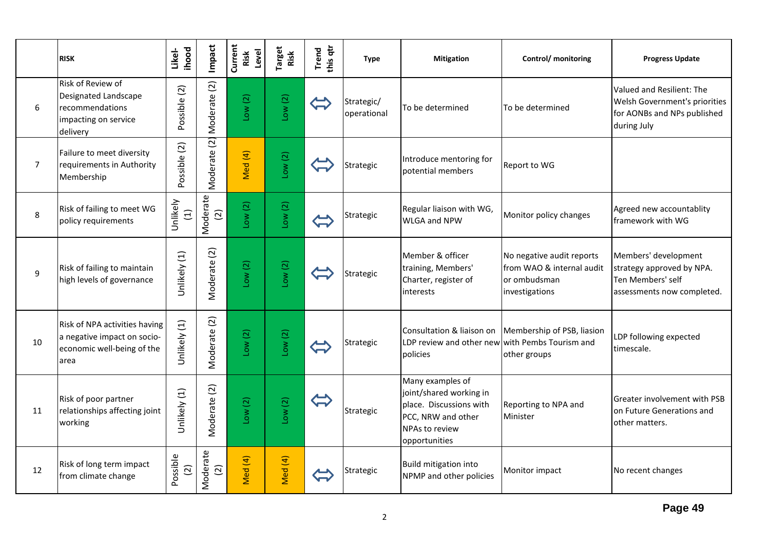|  | RISK | Likel-ihood | Impact | Current Risk Level | Target Risk | Trend this qtr | Type | Mitigation | Control/ monitoring | Progress Update |
|---|---|---|---|---|---|---|---|---|---|---|
| 6 | Risk of Review of Designated Landscape recommendations impacting on service delivery | Possible (2) | Moderate (2) | Low (2) | Low (2) | ⇔ | Strategic/ operational | To be determined | To be determined | Valued and Resilient: The Welsh Government's priorities for AONBs and NPs published during July |
| 7 | Failure to meet diversity requirements in Authority Membership | Possible (2) | Moderate (2) | Med (4) | Low (2) | ⇔ | Strategic | Introduce mentoring for potential members | Report to WG |  |
| 8 | Risk of failing to meet WG policy requirements | Unlikely (1) | Moderate (2) | Low (2) | Low (2) | ⇔ | Strategic | Regular liaison with WG, WLGA and NPW | Monitor policy changes | Agreed new accountablity framework with WG |
| 9 | Risk of failing to maintain high levels of governance | Unlikely (1) | Moderate (2) | Low (2) | Low (2) | ⇔ | Strategic | Member & officer training, Members' Charter, register of interests | No negative audit reports from WAO & internal audit or ombudsman investigations | Members' development strategy approved by NPA. Ten Members' self assessments now completed. |
| 10 | Risk of NPA activities having a negative impact on socio-economic well-being of the area | Unlikely (1) | Moderate (2) | Low (2) | Low (2) | ⇔ | Strategic | Consultation & liaison on LDP review and other new policies | Membership of PSB, liasion with Pembs Tourism and other groups | LDP following expected timescale. |
| 11 | Risk of poor partner relationships affecting joint working | Unlikely (1) | Moderate (2) | Low (2) | Low (2) | ⇔ | Strategic | Many examples of joint/shared working in place. Discussions with PCC, NRW and other NPAs to review opportunities | Reporting to NPA and Minister | Greater involvement with PSB on Future Generations and other matters. |
| 12 | Risk of long term impact from climate change | Possible (2) | Moderate (2) | Med (4) | Med (4) | ⇔ | Strategic | Build mitigation into NPMP and other policies | Monitor impact | No recent changes |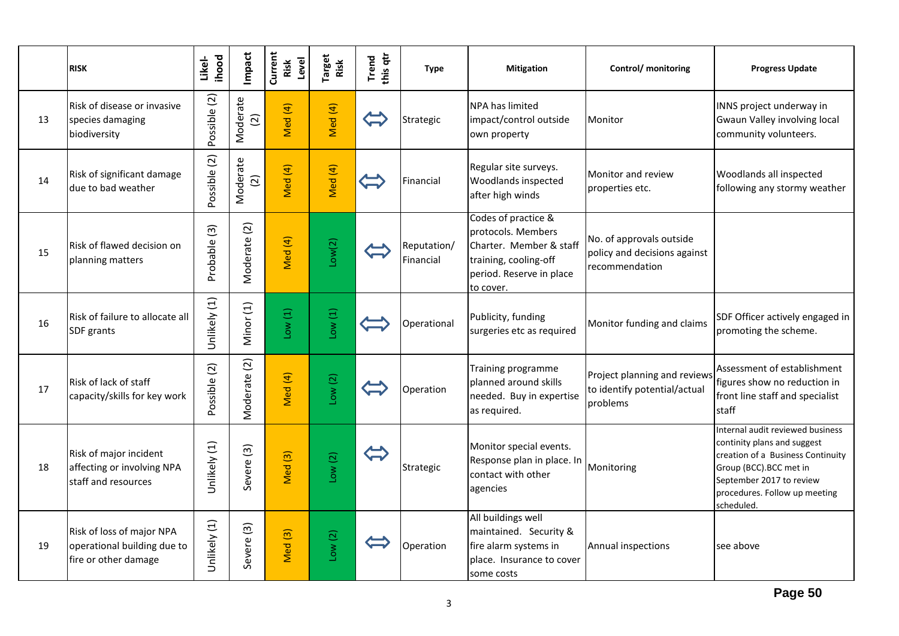| | RISK | Likel-ihood | Impact | Current Risk Level | Target Risk | Trend this qtr | Type | Mitigation | Control/ monitoring | Progress Update |
|---|---|---|---|---|---|---|---|---|---|---|
| 13 | Risk of disease or invasive species damaging biodiversity | Possible (2) | Moderate (2) | Med (4) | Med (4) | ⇔ | Strategic | NPA has limited impact/control outside own property | Monitor | INNS project underway in Gwaun Valley involving local community volunteers. |
| 14 | Risk of significant damage due to bad weather | Possible (2) | Moderate (2) | Med (4) | Med (4) | ⇔ | Financial | Regular site surveys. Woodlands inspected after high winds | Monitor and review properties etc. | Woodlands all inspected following any stormy weather |
| 15 | Risk of flawed decision on planning matters | Probable (3) | Moderate (2) | Med (4) | Low(2) | ⇔ | Reputation/ Financial | Codes of practice & protocols. Members Charter. Member & staff training, cooling-off period. Reserve in place to cover. | No. of approvals outside policy and decisions against recommendation | |
| 16 | Risk of failure to allocate all SDF grants | Unlikely (1) | Minor (1) | Low (1) | Low (1) | ⇔ | Operational | Publicity, funding surgeries etc as required | Monitor funding and claims | SDF Officer actively engaged in promoting the scheme. |
| 17 | Risk of lack of staff capacity/skills for key work | Possible (2) | Moderate (2) | Med (4) | Low (2) | ⇔ | Operation | Training programme planned around skills needed. Buy in expertise as required. | Project planning and reviews to identify potential/actual problems | Assessment of establishment figures show no reduction in front line staff and specialist staff |
| 18 | Risk of major incident affecting or involving NPA staff and resources | Unlikely (1) | Severe (3) | Med (3) | Low (2) | ⇔ | Strategic | Monitor special events. Response plan in place. In contact with other agencies | Monitoring | Internal audit reviewed business continity plans and suggest creation of a Business Continuity Group (BCC).BCC met in September 2017 to review procedures. Follow up meeting scheduled. |
| 19 | Risk of loss of major NPA operational building due to fire or other damage | Unlikely (1) | Severe (3) | Med (3) | Low (2) | ⇔ | Operation | All buildings well maintained. Security & fire alarm systems in place. Insurance to cover some costs | Annual inspections | see above |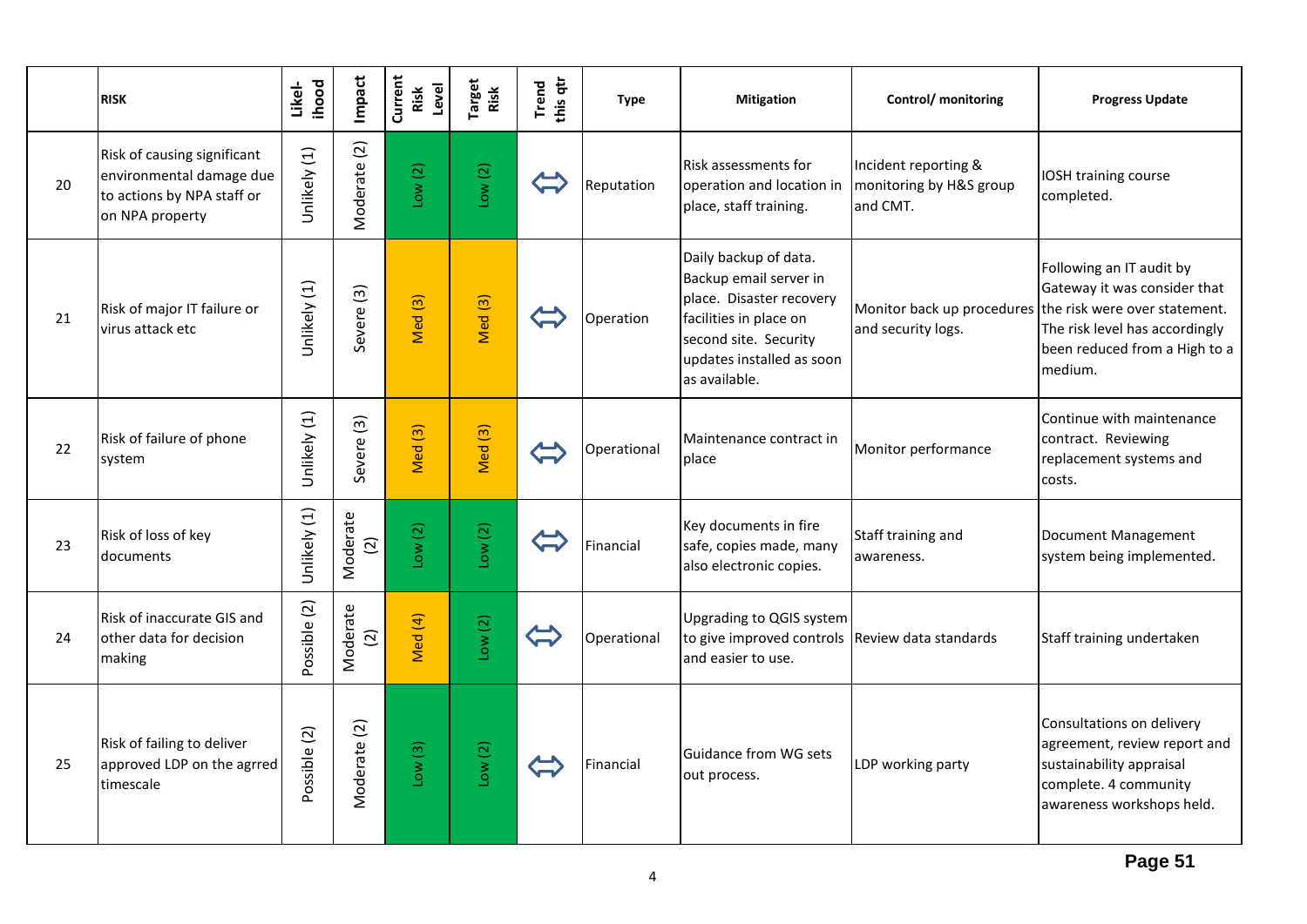| | RISK | Likel-ihood | Impact | Current Risk Level | Target Risk | Trend this qtr | Type | Mitigation | Control/ monitoring | Progress Update |
|---|---|---|---|---|---|---|---|---|---|---|
| 20 | Risk of causing significant environmental damage due to actions by NPA staff or on NPA property | Unlikely (1) | Moderate (2) | Low (2) | Low (2) | ⇔ | Reputation | Risk assessments for operation and location in place, staff training. | Incident reporting & monitoring by H&S group and CMT. | IOSH training course completed. |
| 21 | Risk of major IT failure or virus attack etc | Unlikely (1) | Severe (3) | Med (3) | Med (3) | ⇔ | Operation | Daily backup of data. Backup email server in place. Disaster recovery facilities in place on second site. Security updates installed as soon as available. | Monitor back up procedures and security logs. | Following an IT audit by Gateway it was consider that the risk were over statement. The risk level has accordingly been reduced from a High to a medium. |
| 22 | Risk of failure of phone system | Unlikely (1) | Severe (3) | Med (3) | Med (3) | ⇔ | Operational | Maintenance contract in place | Monitor performance | Continue with maintenance contract. Reviewing replacement systems and costs. |
| 23 | Risk of loss of key documents | Unlikely (1) | Moderate (2) | Low (2) | Low (2) | ⇔ | Financial | Key documents in fire safe, copies made, many also electronic copies. | Staff training and awareness. | Document Management system being implemented. |
| 24 | Risk of inaccurate GIS and other data for decision making | Possible (2) | Moderate (2) | Med (4) | Low (2) | ⇔ | Operational | Upgrading to QGIS system to give improved controls and easier to use. | Review data standards | Staff training undertaken |
| 25 | Risk of failing to deliver approved LDP on the agrred timescale | Possible (2) | Moderate (2) | Low (3) | Low (2) | ⇔ | Financial | Guidance from WG sets out process. | LDP working party | Consultations on delivery agreement, review report and sustainability appraisal complete. 4 community awareness workshops held. |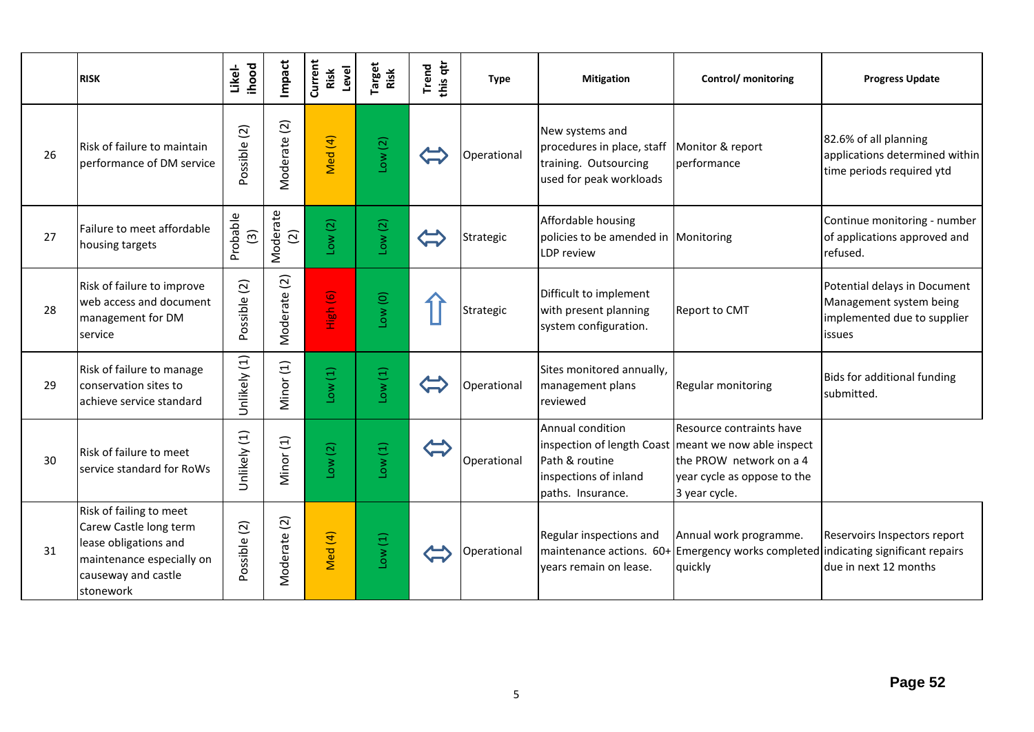| | RISK | Likel-ihood | Impact | Current Risk Level | Target Risk | Trend this qtr | Type | Mitigation | Control/ monitoring | Progress Update |
|---|---|---|---|---|---|---|---|---|---|---|
| 26 | Risk of failure to maintain performance of DM service | Possible (2) | Moderate (2) | Med (4) | Low (2) | ⇔ | Operational | New systems and procedures in place, staff training. Outsourcing used for peak workloads | Monitor & report performance | 82.6% of all planning applications determined within time periods required ytd |
| 27 | Failure to meet affordable housing targets | Probable (3) | Moderate (2) | Low (2) | Low (2) | ⇔ | Strategic | Affordable housing policies to be amended in LDP review | Monitoring | Continue monitoring - number of applications approved and refused. |
| 28 | Risk of failure to improve web access and document management for DM service | Possible (2) | Moderate (2) | High (6) | Low (0) | ⇧ | Strategic | Difficult to implement with present planning system configuration. | Report to CMT | Potential delays in Document Management system being implemented due to supplier issues |
| 29 | Risk of failure to manage conservation sites to achieve service standard | Unlikely (1) | Minor (1) | Low (1) | Low (1) | ⇔ | Operational | Sites monitored annually, management plans reviewed | Regular monitoring | Bids for additional funding submitted. |
| 30 | Risk of failure to meet service standard for RoWs | Unlikely (1) | Minor (1) | Low (2) | Low (1) | ⇔ | Operational | Annual condition inspection of length Coast Path & routine inspections of inland paths. Insurance. | Resource contraints have meant we now able inspect the PROW network on a 4 year cycle as oppose to the 3 year cycle. | |
| 31 | Risk of failing to meet Carew Castle long term lease obligations and maintenance especially on causeway and castle stonework | Possible (2) | Moderate (2) | Med (4) | Low (1) | ⇔ | Operational | Regular inspections and maintenance actions. 60+ years remain on lease. | Annual work programme. Emergency works completed quickly | Reservoirs Inspectors report indicating significant repairs due in next 12 months |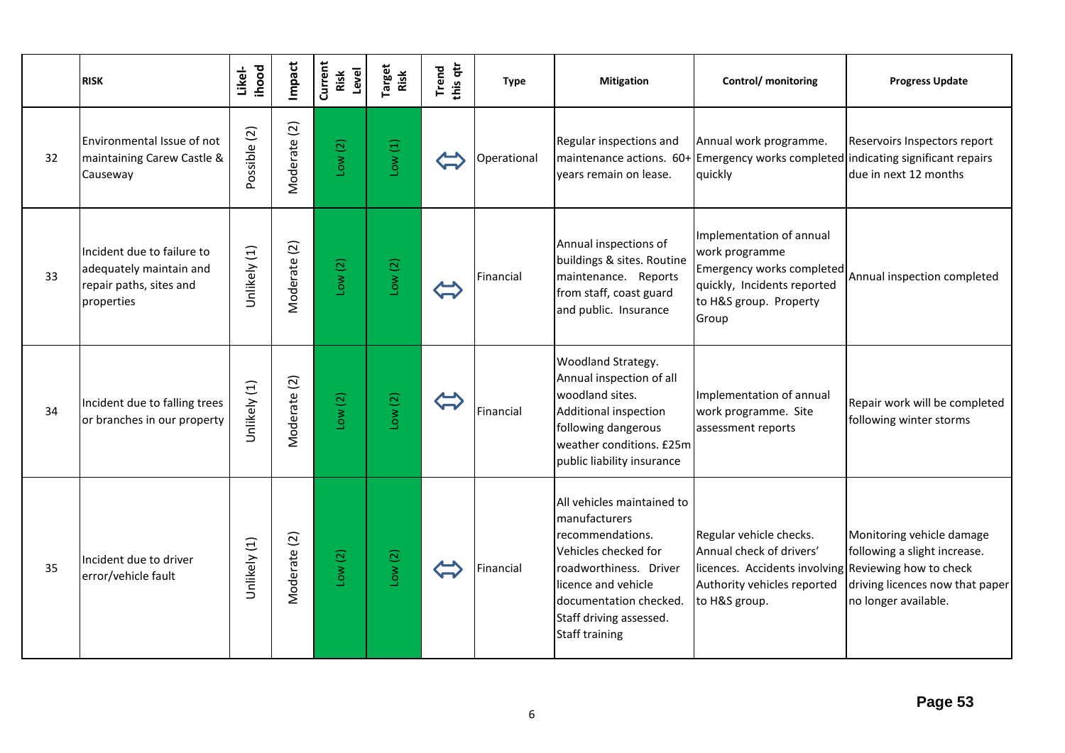| | RISK | Likel-ihood | Impact | Current Risk Level | Target Risk | Trend this qtr | Type | Mitigation | Control/ monitoring | Progress Update |
|---|---|---|---|---|---|---|---|---|---|---|
| 32 | Environmental Issue of not maintaining Carew Castle & Causeway | Possible (2) | Moderate (2) | Low (2) | Low (1) | ⇔ | Operational | Regular inspections and maintenance actions. 60+ years remain on lease. | Annual work programme. Emergency works completed quickly | Reservoirs Inspectors report indicating significant repairs due in next 12 months |
| 33 | Incident due to failure to adequately maintain and repair paths, sites and properties | Unlikely (1) | Moderate (2) | Low (2) | Low (2) | ⇔ | Financial | Annual inspections of buildings & sites. Routine maintenance. Reports from staff, coast guard and public. Insurance | Implementation of annual work programme Emergency works completed quickly, Incidents reported to H&S group. Property Group | Annual inspection completed |
| 34 | Incident due to falling trees or branches in our property | Unlikely (1) | Moderate (2) | Low (2) | Low (2) | ⇔ | Financial | Woodland Strategy. Annual inspection of all woodland sites. Additional inspection following dangerous weather conditions. £25m public liability insurance | Implementation of annual work programme. Site assessment reports | Repair work will be completed following winter storms |
| 35 | Incident due to driver error/vehicle fault | Unlikely (1) | Moderate (2) | Low (2) | Low (2) | ⇔ | Financial | All vehicles maintained to manufacturers recommendations. Vehicles checked for roadworthiness. Driver licence and vehicle documentation checked. Staff driving assessed. Staff training | Regular vehicle checks. Annual check of drivers' licences. Accidents involving Authority vehicles reported to H&S group. | Monitoring vehicle damage following a slight increase. Reviewing how to check driving licences now that paper no longer available. |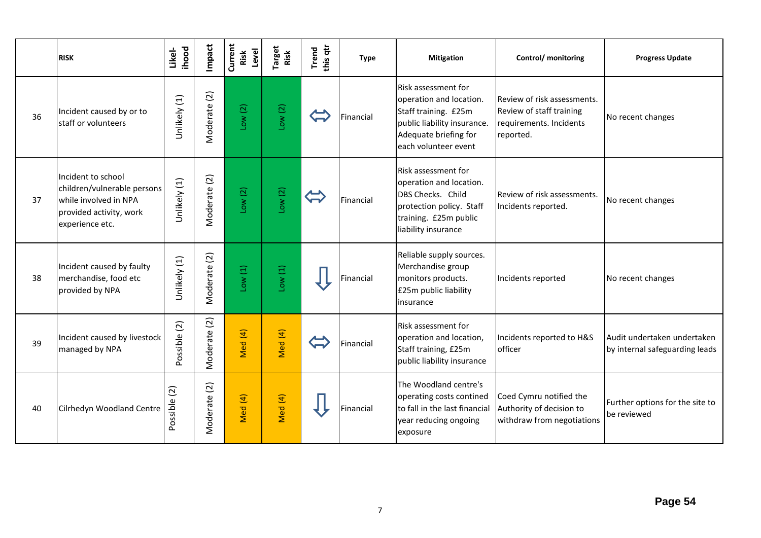| | RISK | Likel-ihood | Impact | Current Risk Level | Target Risk | Trend this qtr | Type | Mitigation | Control/ monitoring | Progress Update |
|---|---|---|---|---|---|---|---|---|---|---|
| 36 | Incident caused by or to staff or volunteers | Unlikely (1) | Moderate (2) | Low (2) | Low (2) | ⇔ | Financial | Risk assessment for operation and location. Staff training. £25m public liability insurance. Adequate briefing for each volunteer event | Review of risk assessments. Review of staff training requirements. Incidents reported. | No recent changes |
| 37 | Incident to school children/vulnerable persons while involved in NPA provided activity, work experience etc. | Unlikely (1) | Moderate (2) | Low (2) | Low (2) | ⇔ | Financial | Risk assessment for operation and location. DBS Checks. Child protection policy. Staff training. £25m public liability insurance | Review of risk assessments. Incidents reported. | No recent changes |
| 38 | Incident caused by faulty merchandise, food etc provided by NPA | Unlikely (1) | Moderate (2) | Low (1) | Low (1) | ⇩ | Financial | Reliable supply sources. Merchandise group monitors products. £25m public liability insurance | Incidents reported | No recent changes |
| 39 | Incident caused by livestock managed by NPA | Possible (2) | Moderate (2) | Med (4) | Med (4) | ⇔ | Financial | Risk assessment for operation and location, Staff training, £25m public liability insurance | Incidents reported to H&S officer | Audit undertaken undertaken by internal safeguarding leads |
| 40 | Cilrhedyn Woodland Centre | Possible (2) | Moderate (2) | Med (4) | Med (4) | ⇩ | Financial | The Woodland centre's operating costs contined to fall in the last financial year reducing ongoing exposure | Coed Cymru notified the Authority of decision to withdraw from negotiations | Further options for the site to be reviewed |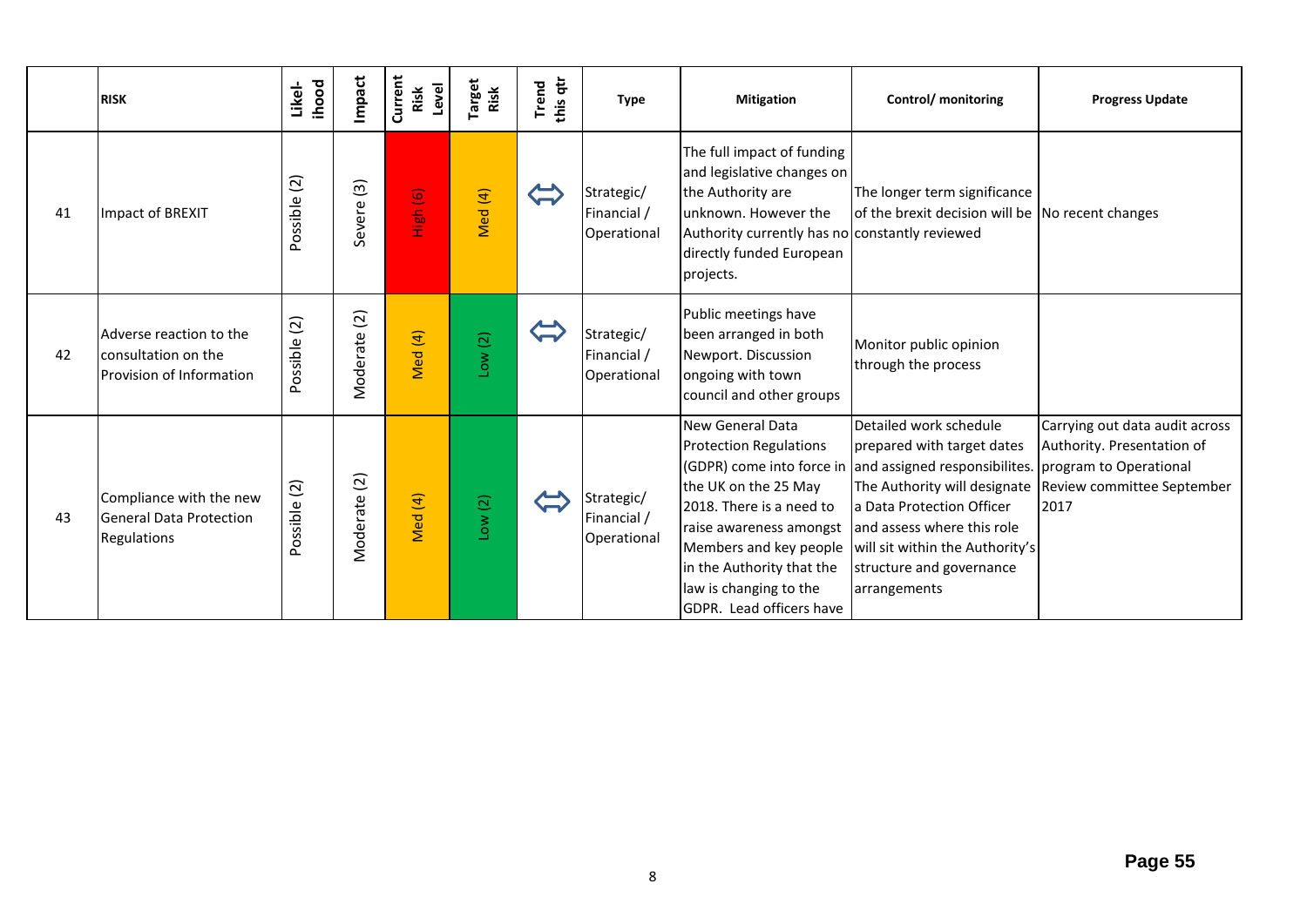| | RISK | Likel-ihood | Impact | Current Risk Level | Target Risk | Trend this qtr | Type | Mitigation | Control/ monitoring | Progress Update |
|---|---|---|---|---|---|---|---|---|---|---|
| 41 | Impact of BREXIT | Possible (2) | Severe (3) | High (6) | Med (4) | ⇔ | Strategic/ Financial / Operational | The full impact of funding and legislative changes on the Authority are unknown. However the Authority currently has no directly funded European projects. | The longer term significance of the brexit decision will be constantly reviewed | No recent changes |
| 42 | Adverse reaction to the consultation on the Provision of Information | Possible (2) | Moderate (2) | Med (4) | Low (2) | ⇔ | Strategic/ Financial / Operational | Public meetings have been arranged in both Newport. Discussion ongoing with town council and other groups | Monitor public opinion through the process | |
| 43 | Compliance with the new General Data Protection Regulations | Possible (2) | Moderate (2) | Med (4) | Low (2) | ⇔ | Strategic/ Financial / Operational | New General Data Protection Regulations (GDPR) come into force in the UK on the 25 May 2018. There is a need to raise awareness amongst Members and key people in the Authority that the law is changing to the GDPR. Lead officers have | Detailed work schedule prepared with target dates and assigned responsibilites. The Authority will designate a Data Protection Officer and assess where this role will sit within the Authority's structure and governance arrangements | Carrying out data audit across Authority. Presentation of program to Operational Review committee September 2017 |